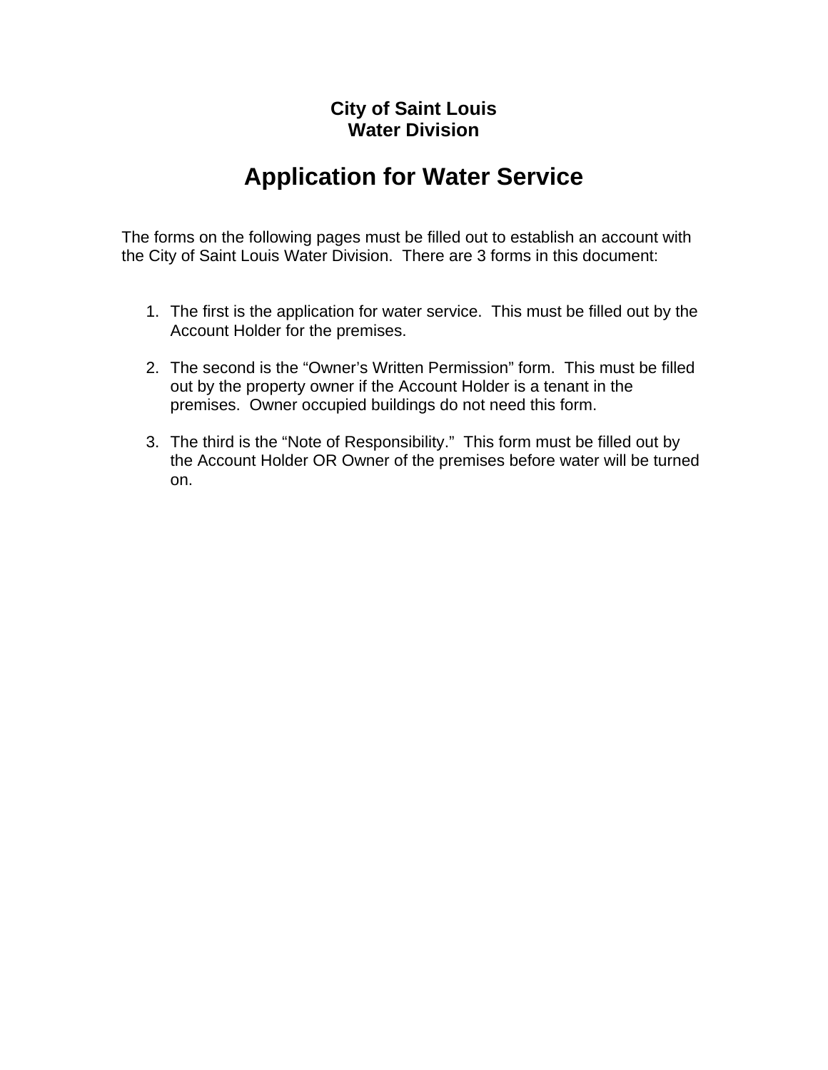**City of Saint Louis**
**Water Division**

# Application for Water Service

The forms on the following pages must be filled out to establish an account with the City of Saint Louis Water Division. There are 3 forms in this document:

1. The first is the application for water service. This must be filled out by the Account Holder for the premises.

2. The second is the "Owner's Written Permission" form. This must be filled out by the property owner if the Account Holder is a tenant in the premises. Owner occupied buildings do not need this form.

3. The third is the "Note of Responsibility." This form must be filled out by the Account Holder OR Owner of the premises before water will be turned on.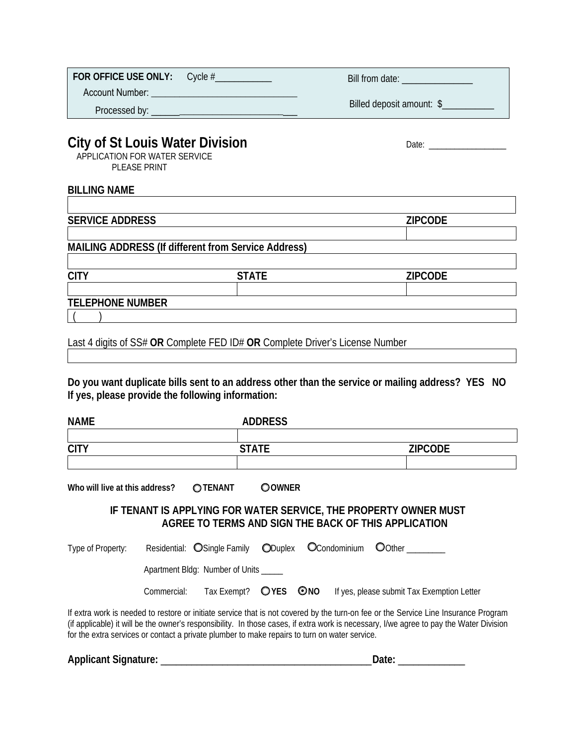**FOR OFFICE USE ONLY:** Cycle #___________ Bill from date: _______________

Account Number: _______________________________

Processed by: ______________________________ Billed deposit amount: $___________

# City of St Louis Water Division

Date: __________________

APPLICATION FOR WATER SERVICE
PLEASE PRINT

**BILLING NAME**

| |
|---|
| |

| SERVICE ADDRESS | ZIPCODE |
|---|---|
| | |

**MAILING ADDRESS (If different from Service Address)**

| |
|---|
| |

| CITY | STATE | ZIPCODE |
|---|---|---|
| | | |

**TELEPHONE NUMBER**

| |
|---|
| ( ) |

Last 4 digits of SS# **OR** Complete FED ID# **OR** Complete Driver's License Number

| |
|---|
| |

**Do you want duplicate bills sent to an address other than the service or mailing address? YES NO**
**If yes, please provide the following information:**

| NAME | ADDRESS | |
|---|---|---|
| | | |
| **CITY** | **STATE** | **ZIPCODE** |
| | | |

**Who will live at this address?** ○ **TENANT** ○ **OWNER**

**IF TENANT IS APPLYING FOR WATER SERVICE, THE PROPERTY OWNER MUST AGREE TO TERMS AND SIGN THE BACK OF THIS APPLICATION**

Type of Property: Residential: ○ Single Family ○ Duplex ○ Condominium ○ Other _________

Apartment Bldg: Number of Units _____

Commercial: Tax Exempt? ○ **YES** ⦿ **NO** If yes, please submit Tax Exemption Letter

If extra work is needed to restore or initiate service that is not covered by the turn-on fee or the Service Line Insurance Program (if applicable) it will be the owner's responsibility. In those cases, if extra work is necessary, I/we agree to pay the Water Division for the extra services or contact a private plumber to make repairs to turn on water service.

**Applicant Signature:** __________________________________________ **Date:** _____________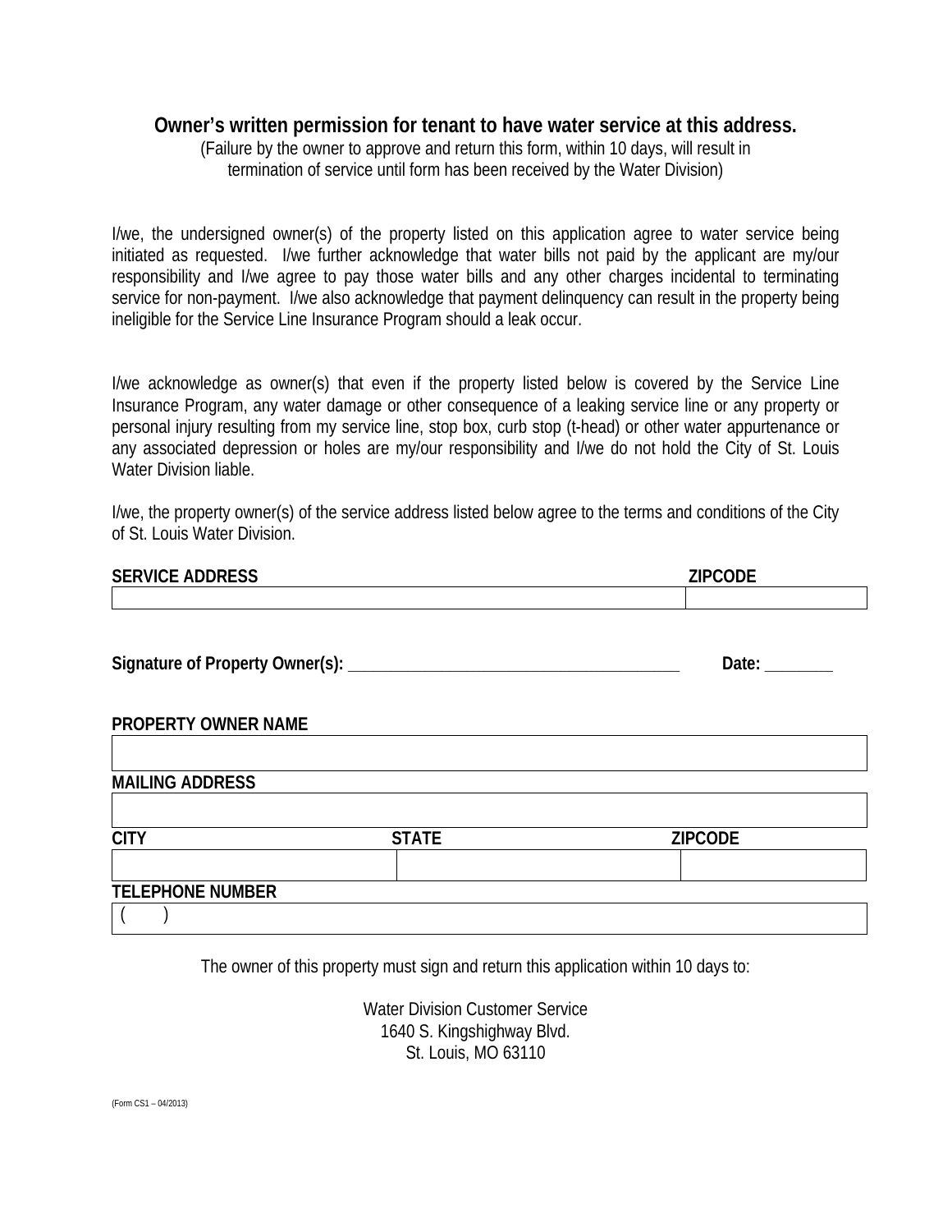## Owner's written permission for tenant to have water service at this address.

(Failure by the owner to approve and return this form, within 10 days, will result in termination of service until form has been received by the Water Division)

I/we, the undersigned owner(s) of the property listed on this application agree to water service being initiated as requested. I/we further acknowledge that water bills not paid by the applicant are my/our responsibility and I/we agree to pay those water bills and any other charges incidental to terminating service for non-payment. I/we also acknowledge that payment delinquency can result in the property being ineligible for the Service Line Insurance Program should a leak occur.

I/we acknowledge as owner(s) that even if the property listed below is covered by the Service Line Insurance Program, any water damage or other consequence of a leaking service line or any property or personal injury resulting from my service line, stop box, curb stop (t-head) or other water appurtenance or any associated depression or holes are my/our responsibility and I/we do not hold the City of St. Louis Water Division liable.

I/we, the property owner(s) of the service address listed below agree to the terms and conditions of the City of St. Louis Water Division.

| **SERVICE ADDRESS** | **ZIPCODE** |
|---|---|
| | |

**Signature of Property Owner(s):** ________________________________________ **Date:** ________

| **PROPERTY OWNER NAME** | | |
|---|---|---|
| | | |
| **MAILING ADDRESS** | | |
| | | |
| **CITY** | **STATE** | **ZIPCODE** |
| | | |
| **TELEPHONE NUMBER** | | |
| (     ) | | |

The owner of this property must sign and return this application within 10 days to:

Water Division Customer Service
1640 S. Kingshighway Blvd.
St. Louis, MO 63110

(Form CS1 – 04/2013)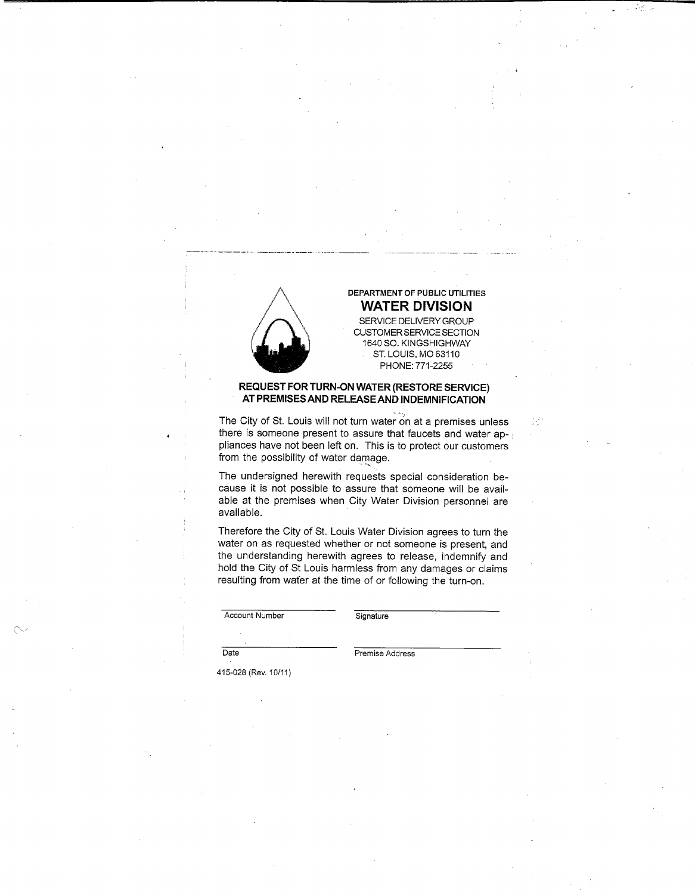DEPARTMENT OF PUBLIC UTILITIES

# WATER DIVISION

SERVICE DELIVERY GROUP
CUSTOMER SERVICE SECTION
1640 SO. KINGSHIGHWAY
ST. LOUIS, MO 63110
PHONE: 771-2255

## REQUEST FOR TURN-ON WATER (RESTORE SERVICE) AT PREMISES AND RELEASE AND INDEMNIFICATION

The City of St. Louis will not turn water on at a premises unless there is someone present to assure that faucets and water appliances have not been left on. This is to protect our customers from the possibility of water damage.

The undersigned herewith requests special consideration because it is not possible to assure that someone will be available at the premises when City Water Division personnel are available.

Therefore the City of St. Louis Water Division agrees to turn the water on as requested whether or not someone is present, and the understanding herewith agrees to release, indemnify and hold the City of St Louis harmless from any damages or claims resulting from water at the time of or following the turn-on.

______________________ ______________________
Account Number Signature

______________________ ______________________
Date Premise Address

415-028 (Rev. 10/11)